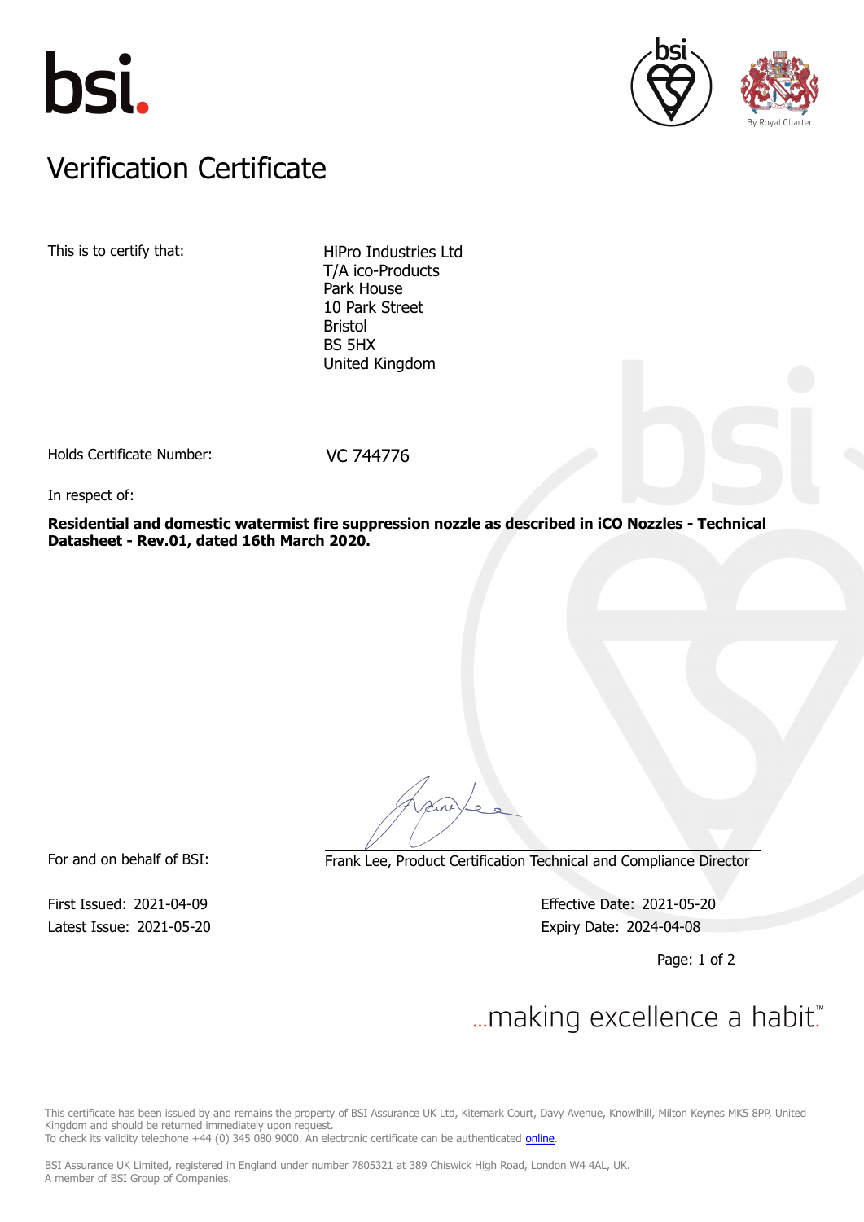# Verification Certificate

This is to certify that:

HiPro Industries Ltd
T/A ico-Products
Park House
10 Park Street
Bristol
BS 5HX
United Kingdom

Holds Certificate Number: VC 744776

In respect of:

**Residential and domestic watermist fire suppression nozzle as described in iCO Nozzles - Technical Datasheet - Rev.01, dated 16th March 2020.**

For and on behalf of BSI: Frank Lee, Product Certification Technical and Compliance Director

First Issued: 2021-04-09
Latest Issue: 2021-05-20

Effective Date: 2021-05-20
Expiry Date: 2024-04-08

...making excellence a habit.™

This certificate has been issued by and remains the property of BSI Assurance UK Ltd, Kitemark Court, Davy Avenue, Knowlhill, Milton Keynes MK5 8PP, United Kingdom and should be returned immediately upon request.
To check its validity telephone +44 (0) 345 080 9000. An electronic certificate can be authenticated online.

BSI Assurance UK Limited, registered in England under number 7805321 at 389 Chiswick High Road, London W4 4AL, UK.
A member of BSI Group of Companies.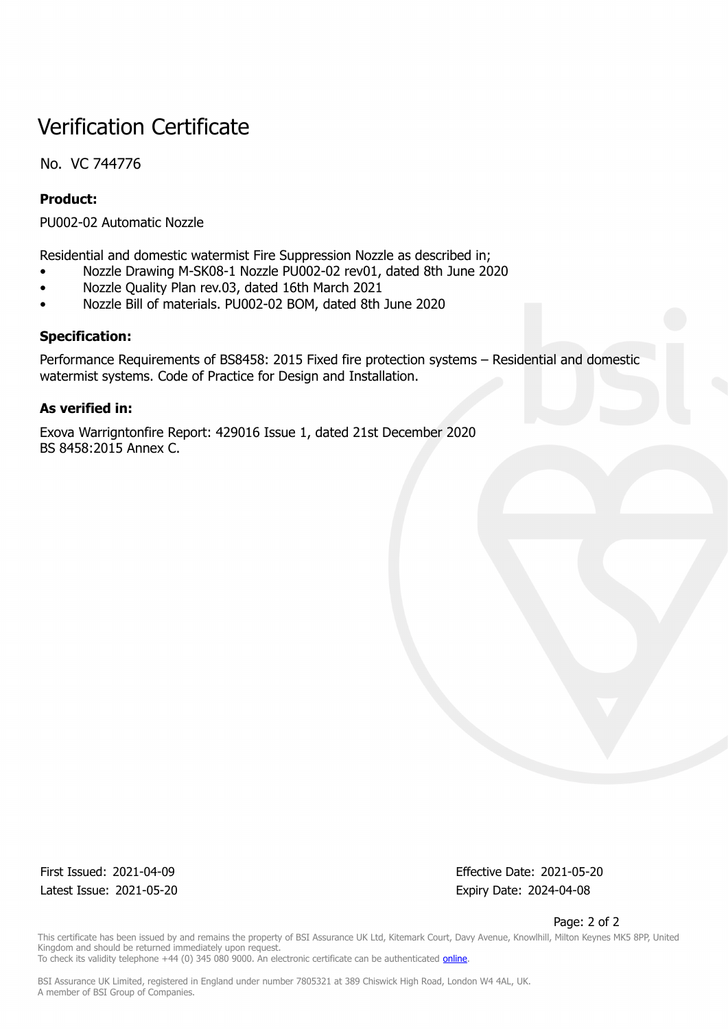# Verification Certificate

No. VC 744776

**Product:**

PU002-02 Automatic Nozzle

Residential and domestic watermist Fire Suppression Nozzle as described in;

- Nozzle Drawing M-SK08-1 Nozzle PU002-02 rev01, dated 8th June 2020
- Nozzle Quality Plan rev.03, dated 16th March 2021
- Nozzle Bill of materials. PU002-02 BOM, dated 8th June 2020

**Specification:**

Performance Requirements of BS8458: 2015 Fixed fire protection systems – Residential and domestic watermist systems. Code of Practice for Design and Installation.

**As verified in:**

Exova Warrigntonfire Report: 429016 Issue 1, dated 21st December 2020
BS 8458:2015 Annex C.

First Issued: 2021-04-09
Latest Issue: 2021-05-20

Effective Date: 2021-05-20
Expiry Date: 2024-04-08

This certificate has been issued by and remains the property of BSI Assurance UK Ltd, Kitemark Court, Davy Avenue, Knowlhill, Milton Keynes MK5 8PP, United Kingdom and should be returned immediately upon request.
To check its validity telephone +44 (0) 345 080 9000. An electronic certificate can be authenticated online.

BSI Assurance UK Limited, registered in England under number 7805321 at 389 Chiswick High Road, London W4 4AL, UK.
A member of BSI Group of Companies.